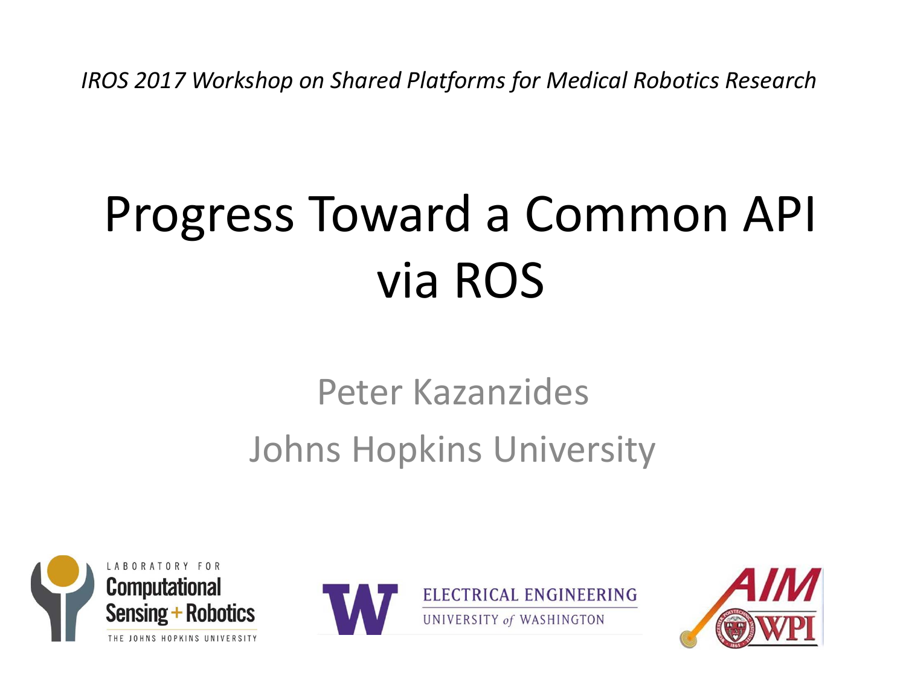*IROS 2017 Workshop on Shared Platforms for Medical Robotics Research*

# Progress Toward a Common API via ROS

Peter Kazanzides

Johns Hopkins University

LABORATORY FOR Computational Sensing + Robotics THE JOHNS HOPKINS UNIVERSITY

ELECTRICAL ENGINEERING UNIVERSITY of WASHINGTON

AIM WPI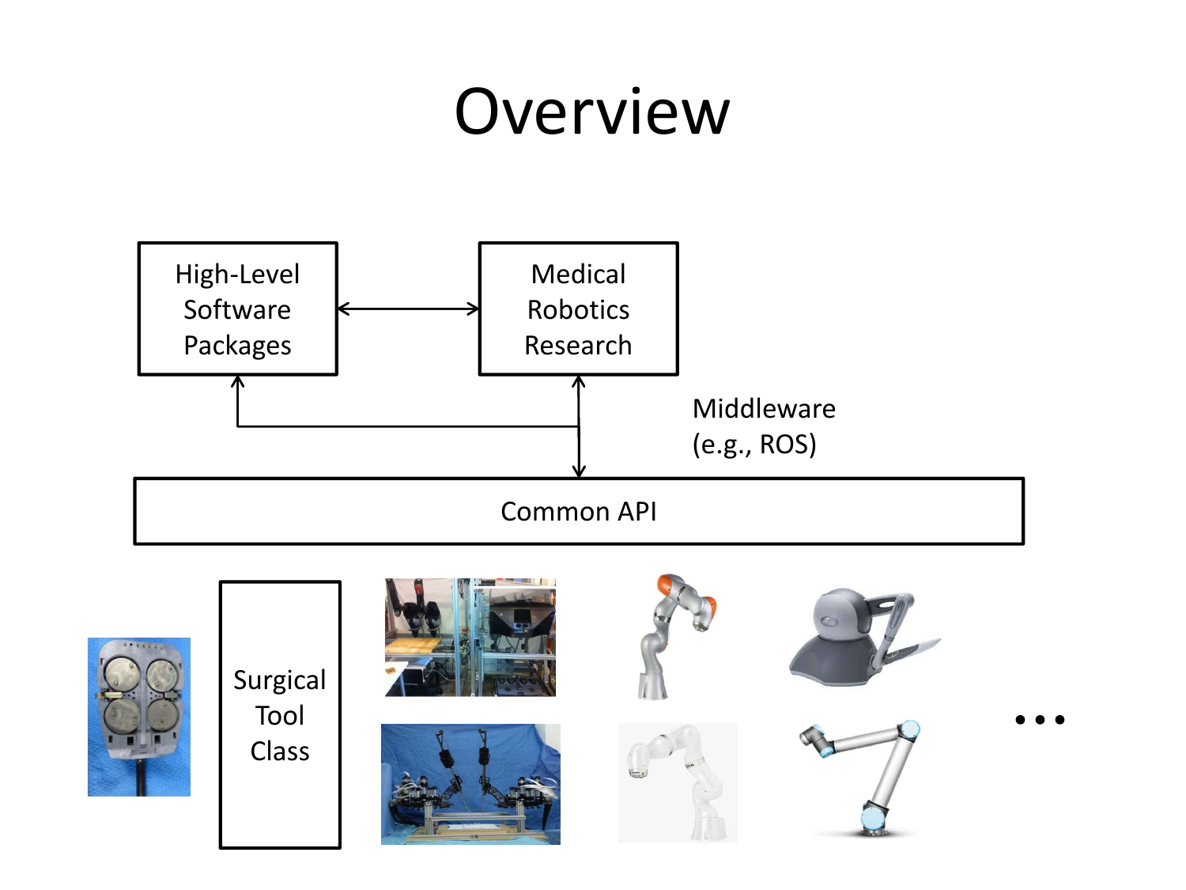# Overview

High-Level Software Packages

Medical Robotics Research

Middleware (e.g., ROS)

Common API

Surgical Tool Class

...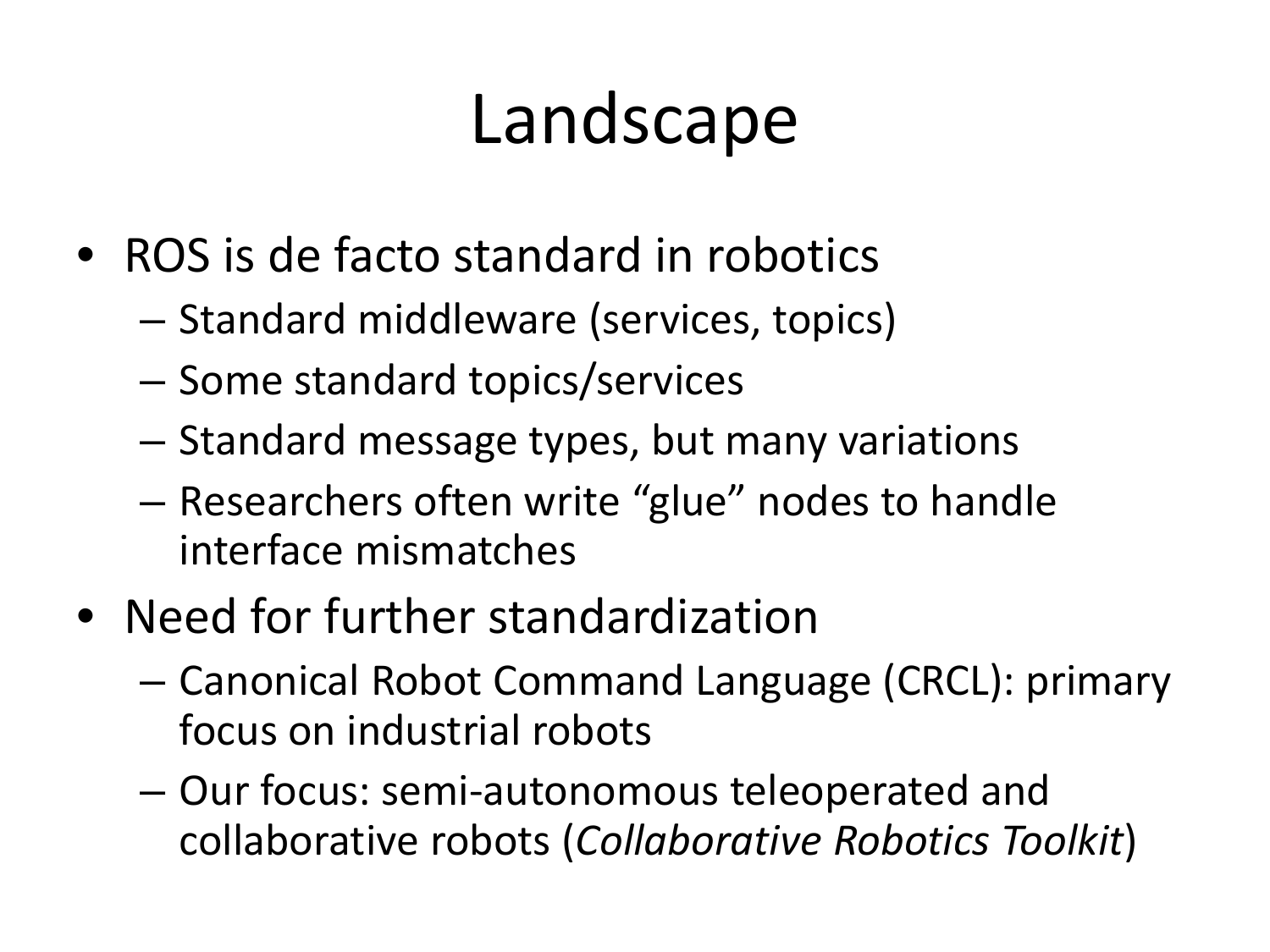# Landscape

- ROS is de facto standard in robotics
  - Standard middleware (services, topics)
  - Some standard topics/services
  - Standard message types, but many variations
  - Researchers often write "glue" nodes to handle interface mismatches
- Need for further standardization
  - Canonical Robot Command Language (CRCL): primary focus on industrial robots
  - Our focus: semi-autonomous teleoperated and collaborative robots (*Collaborative Robotics Toolkit*)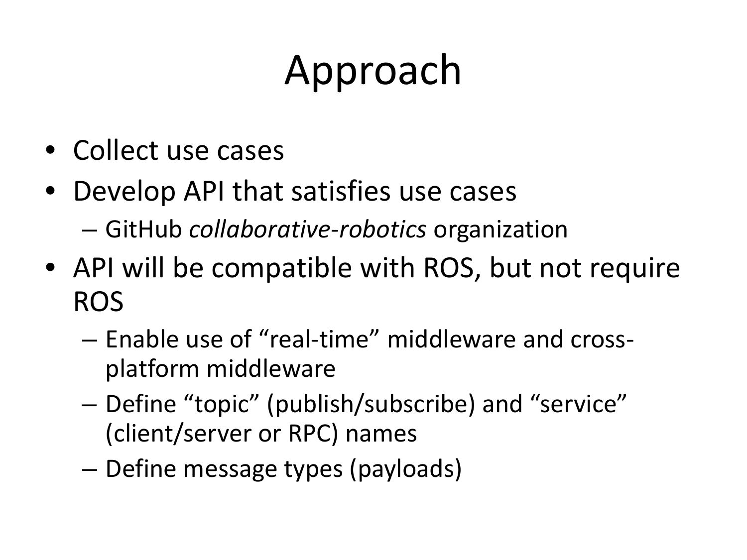# Approach

- Collect use cases
- Develop API that satisfies use cases
  - GitHub *collaborative-robotics* organization
- API will be compatible with ROS, but not require ROS
  - Enable use of "real-time" middleware and cross-platform middleware
  - Define "topic" (publish/subscribe) and "service" (client/server or RPC) names
  - Define message types (payloads)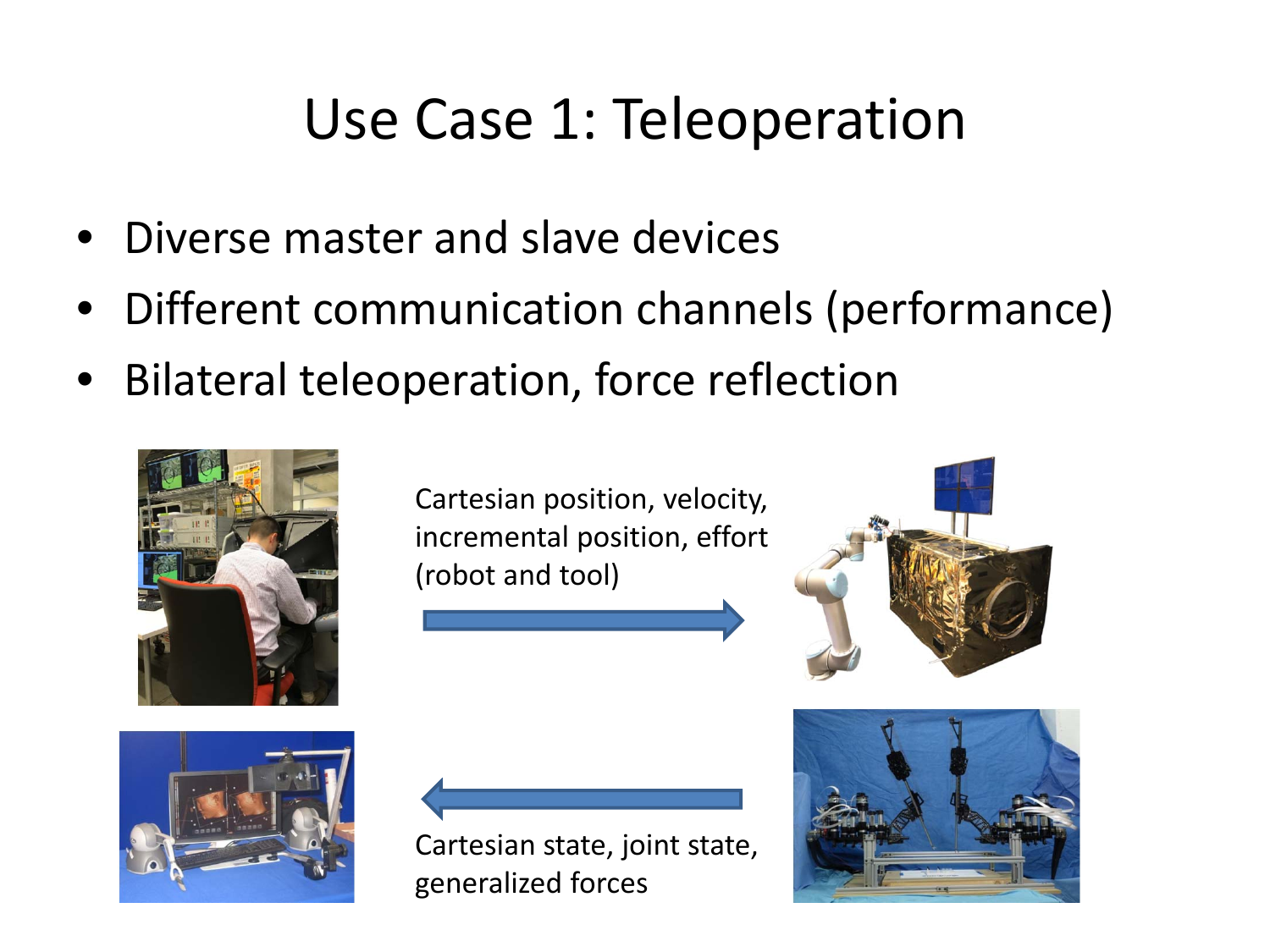# Use Case 1: Teleoperation

- Diverse master and slave devices
- Different communication channels (performance)
- Bilateral teleoperation, force reflection

Cartesian position, velocity, incremental position, effort (robot and tool)

Cartesian state, joint state, generalized forces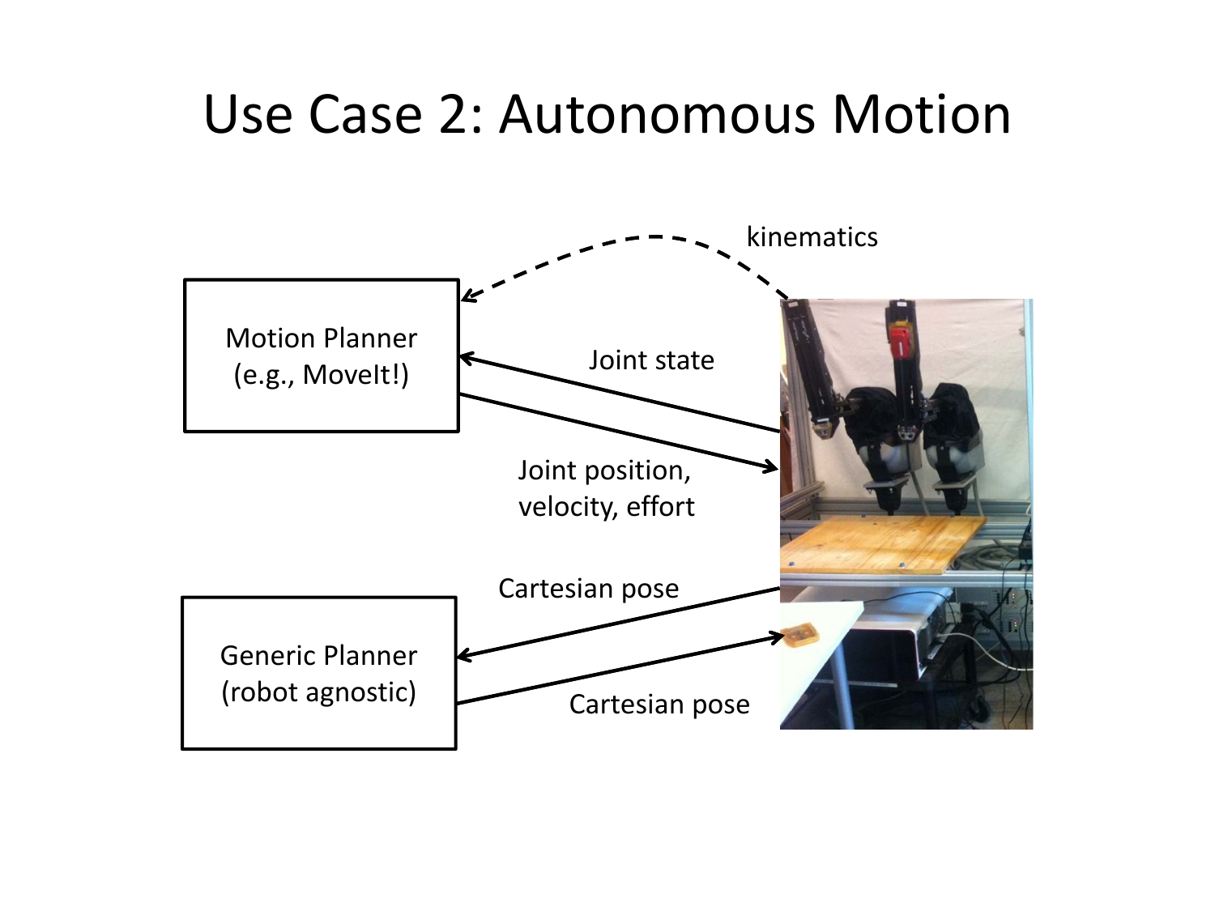# Use Case 2: Autonomous Motion

Motion Planner (e.g., MoveIt!)

kinematics

Joint state

Joint position, velocity, effort

Generic Planner (robot agnostic)

Cartesian pose

Cartesian pose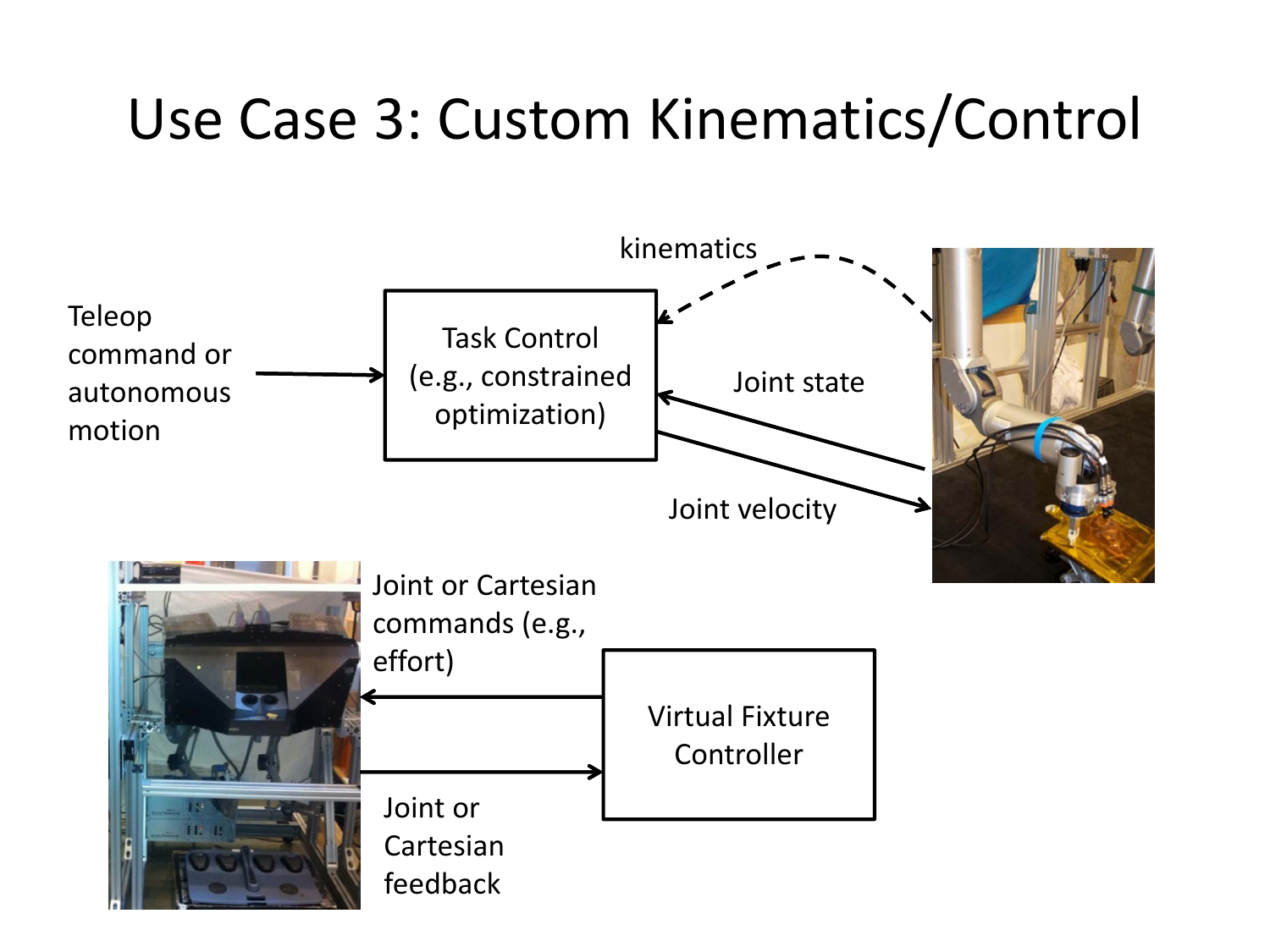# Use Case 3: Custom Kinematics/Control

Teleop command or autonomous motion

Task Control (e.g., constrained optimization)

kinematics

Joint state

Joint velocity

Joint or Cartesian commands (e.g., effort)

Virtual Fixture Controller

Joint or Cartesian feedback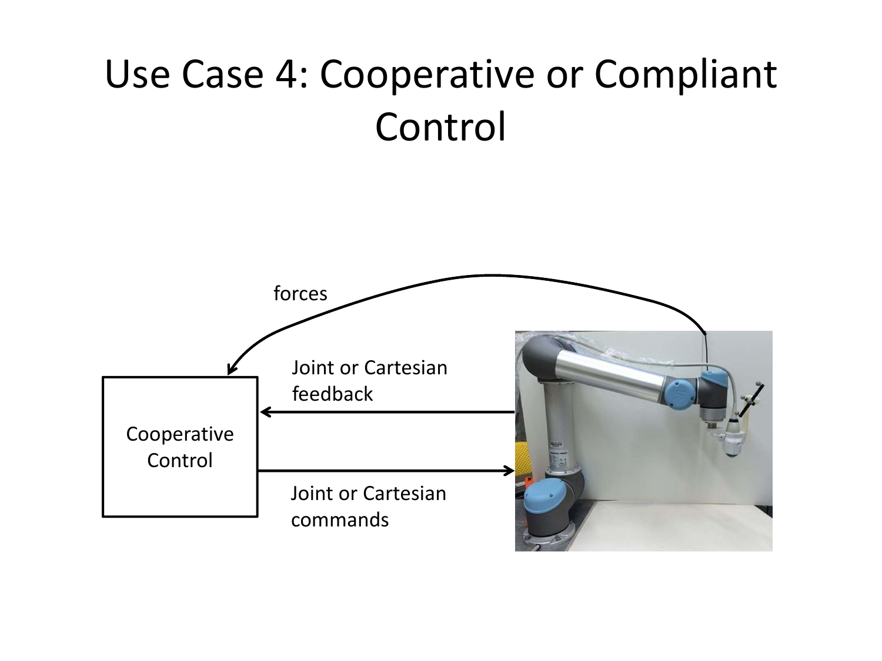# Use Case 4: Cooperative or Compliant Control

forces

Joint or Cartesian feedback

Cooperative Control

Joint or Cartesian commands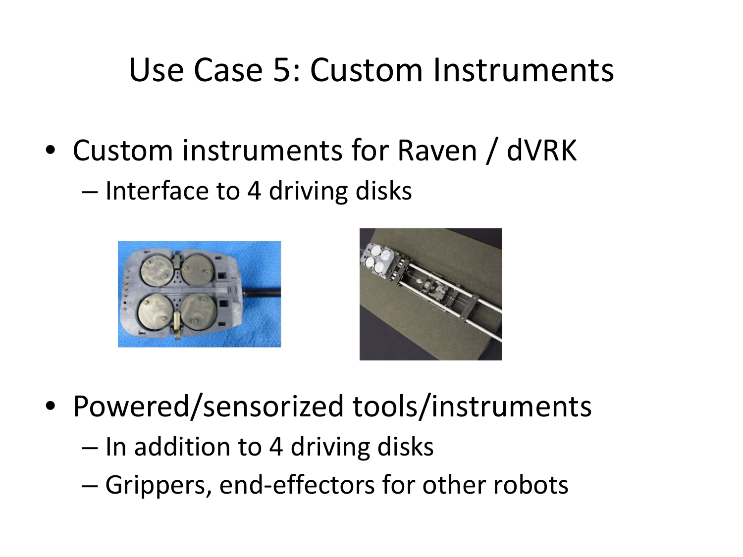# Use Case 5: Custom Instruments

- Custom instruments for Raven / dVRK
  - Interface to 4 driving disks
- Powered/sensorized tools/instruments
  - In addition to 4 driving disks
  - Grippers, end-effectors for other robots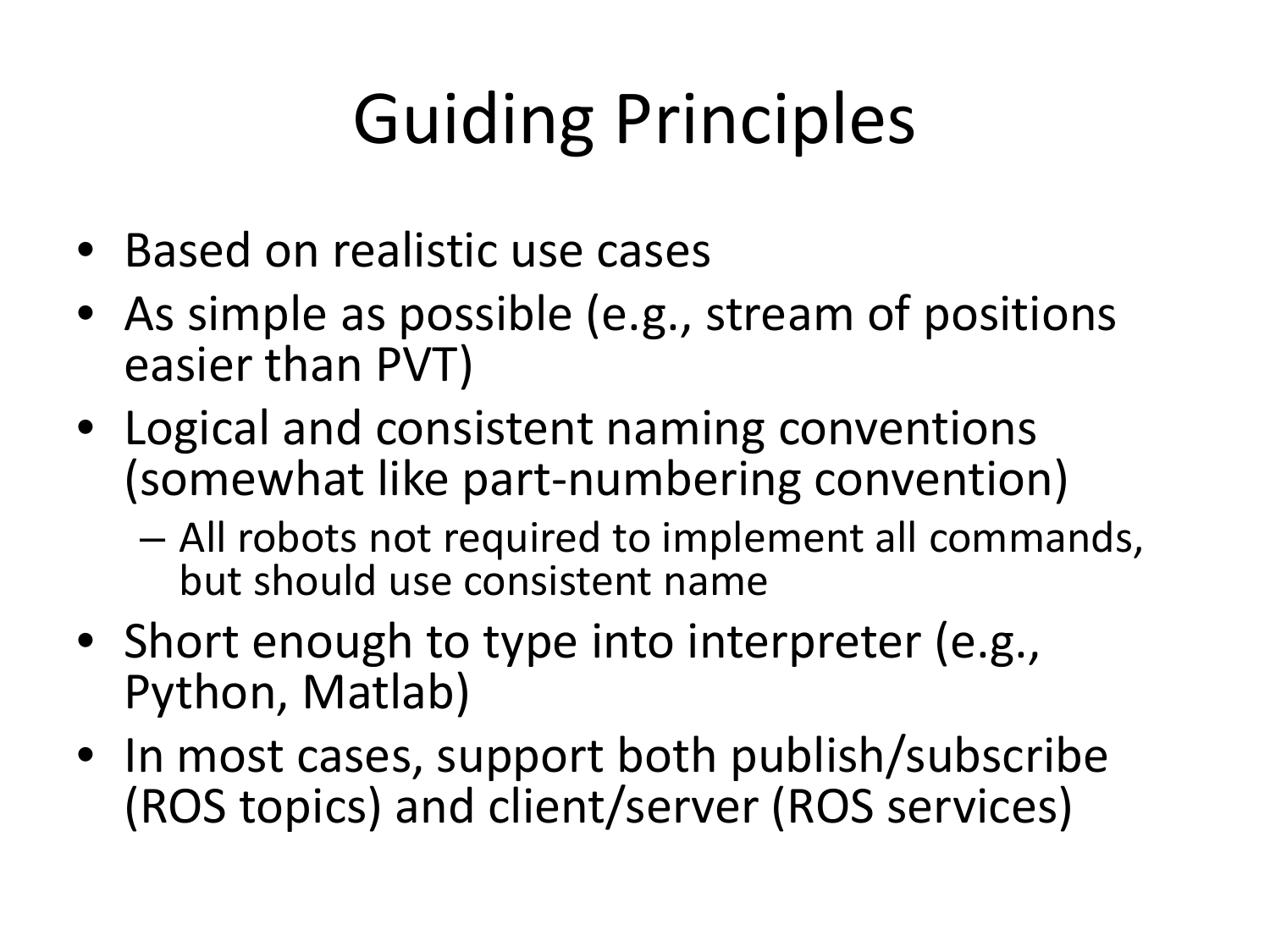# Guiding Principles

- Based on realistic use cases
- As simple as possible (e.g., stream of positions easier than PVT)
- Logical and consistent naming conventions (somewhat like part-numbering convention)
  - All robots not required to implement all commands, but should use consistent name
- Short enough to type into interpreter (e.g., Python, Matlab)
- In most cases, support both publish/subscribe (ROS topics) and client/server (ROS services)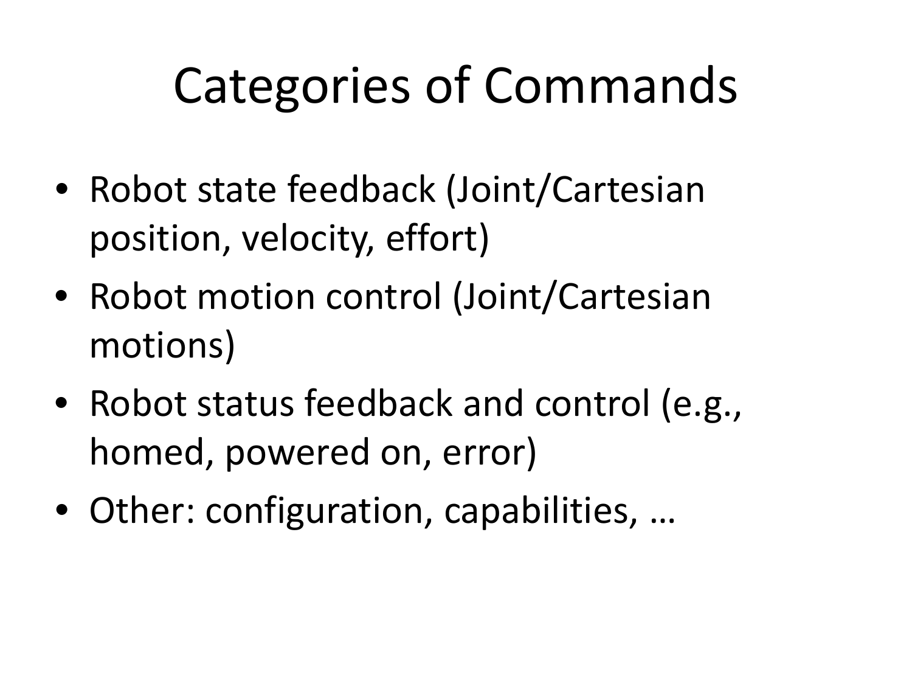# Categories of Commands

- Robot state feedback (Joint/Cartesian position, velocity, effort)
- Robot motion control (Joint/Cartesian motions)
- Robot status feedback and control (e.g., homed, powered on, error)
- Other: configuration, capabilities, …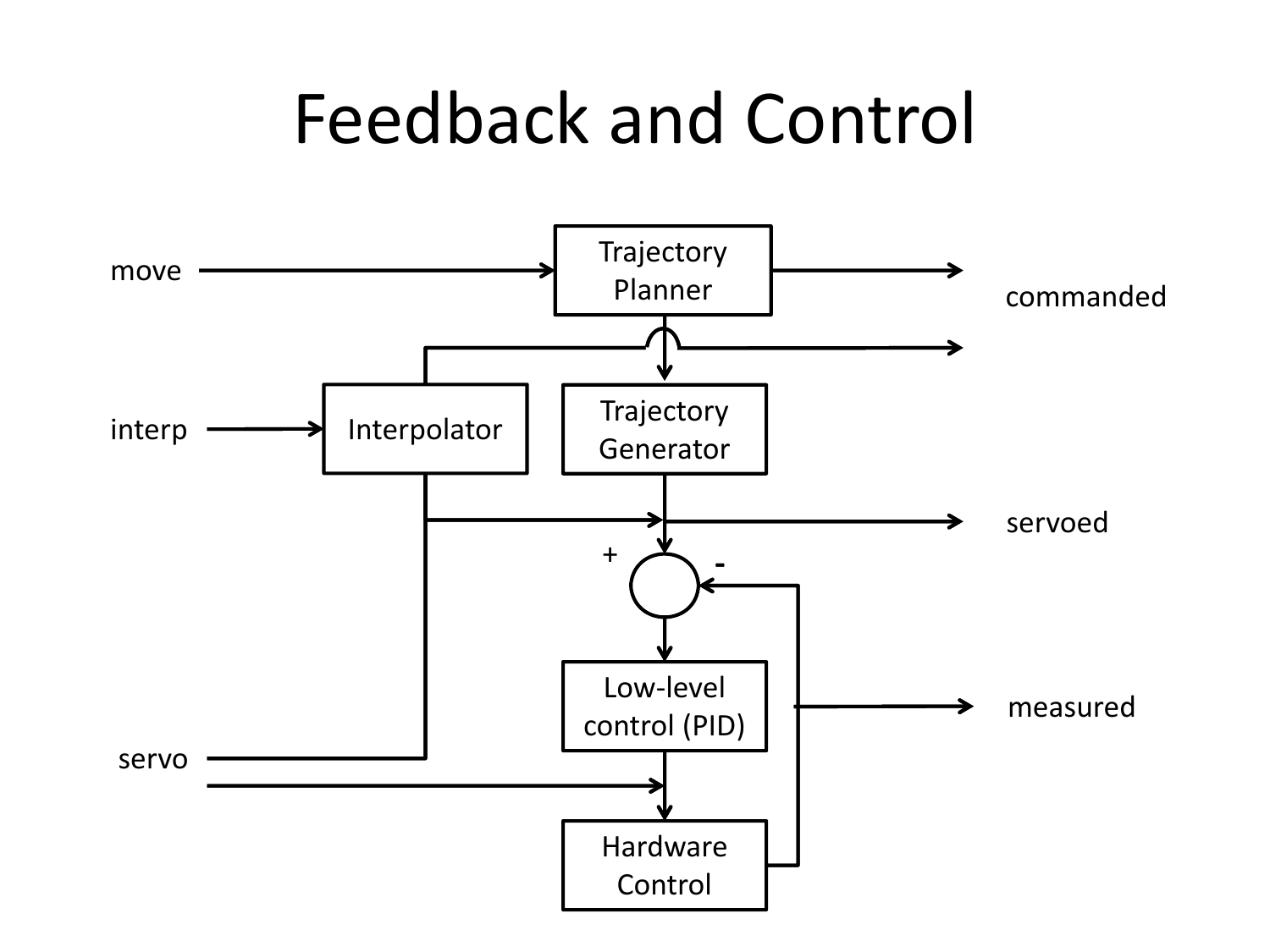# Feedback and Control

move

Trajectory Planner

commanded

interp

Interpolator

Trajectory Generator

servoed

+

-

Low-level control (PID)

measured

servo

Hardware Control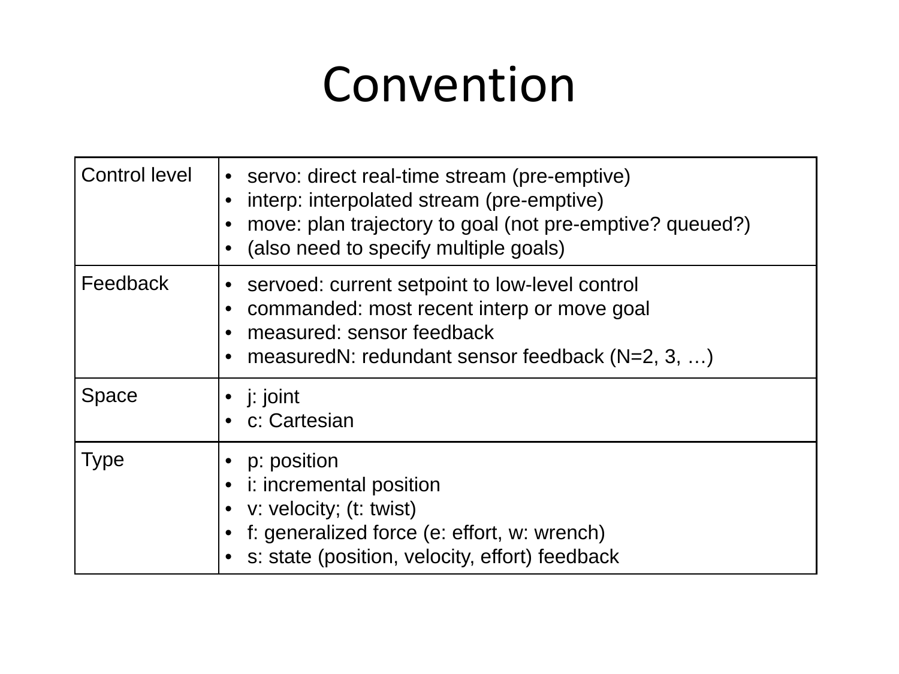# Convention

| | |
|---|---|
| Control level | • servo: direct real-time stream (pre-emptive)<br>• interp: interpolated stream (pre-emptive)<br>• move: plan trajectory to goal (not pre-emptive? queued?)<br>• (also need to specify multiple goals) |
| Feedback | • servoed: current setpoint to low-level control<br>• commanded: most recent interp or move goal<br>• measured: sensor feedback<br>• measuredN: redundant sensor feedback (N=2, 3, …) |
| Space | • j: joint<br>• c: Cartesian |
| Type | • p: position<br>• i: incremental position<br>• v: velocity; (t: twist)<br>• f: generalized force (e: effort, w: wrench)<br>• s: state (position, velocity, effort) feedback |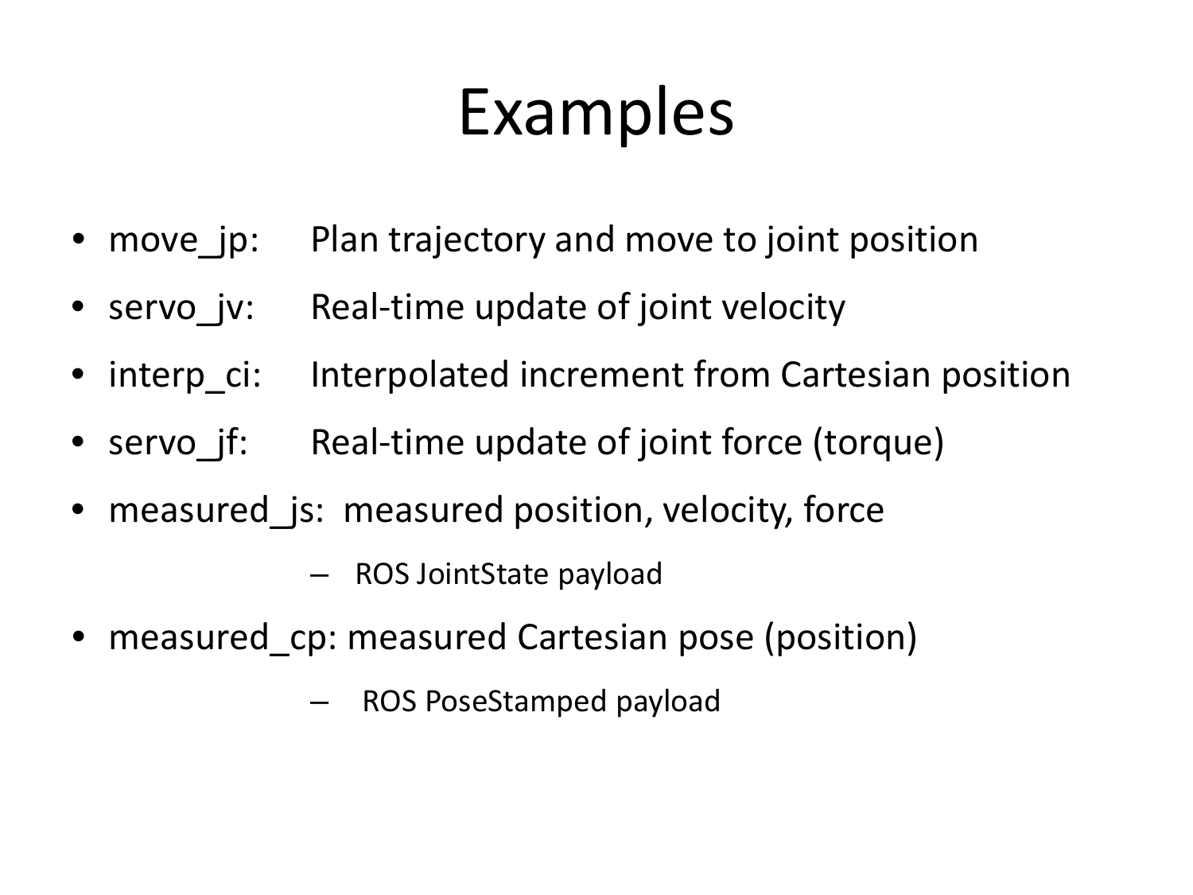# Examples

- move_jp: Plan trajectory and move to joint position
- servo_jv: Real-time update of joint velocity
- interp_ci: Interpolated increment from Cartesian position
- servo_jf: Real-time update of joint force (torque)
- measured_js: measured position, velocity, force
  - ROS JointState payload
- measured_cp: measured Cartesian pose (position)
  - ROS PoseStamped payload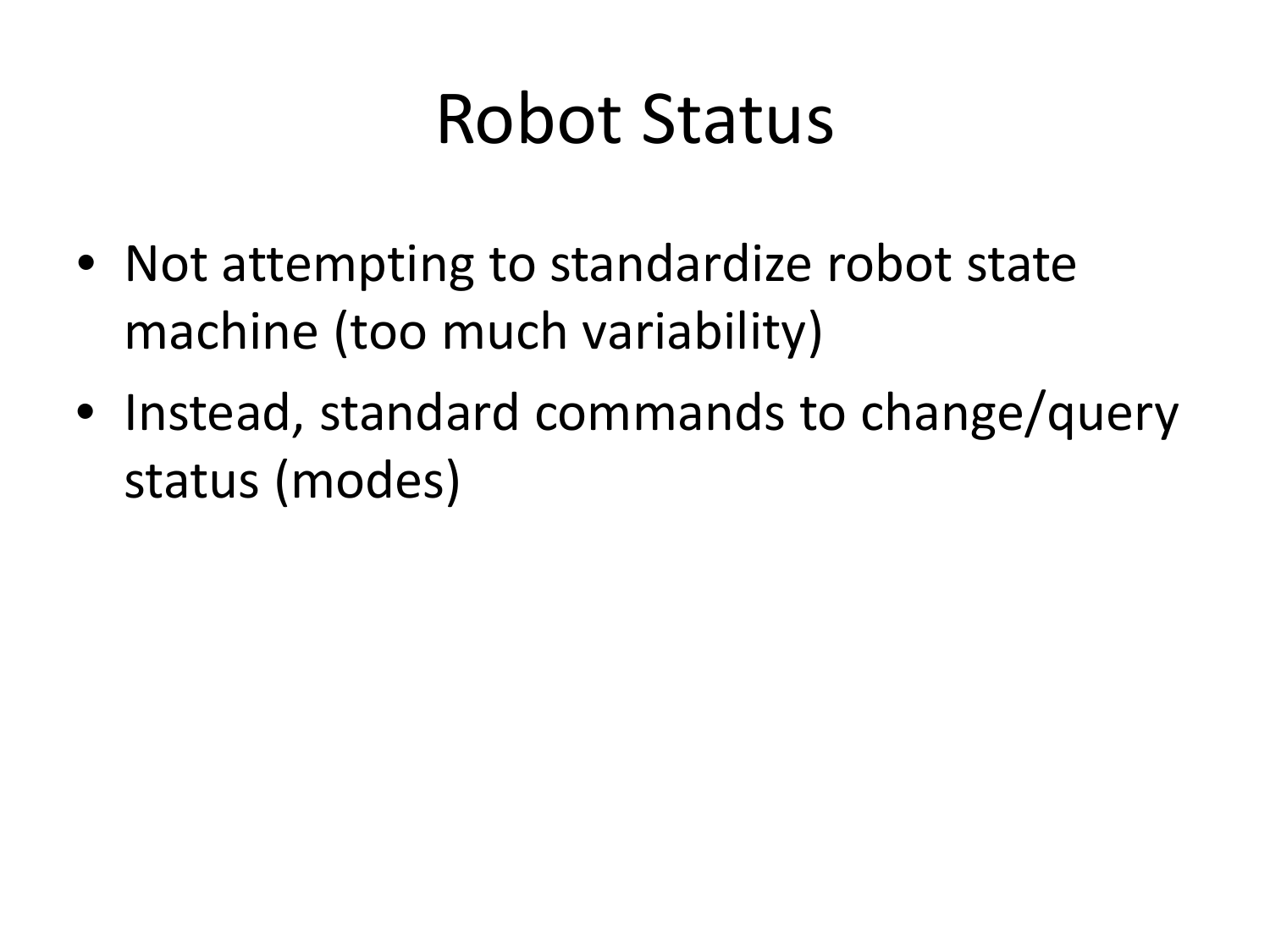# Robot Status

- Not attempting to standardize robot state machine (too much variability)
- Instead, standard commands to change/query status (modes)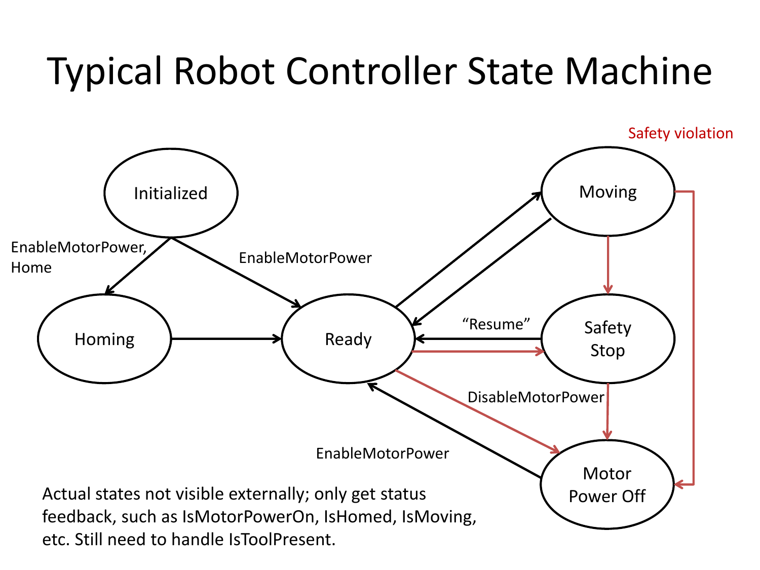# Typical Robot Controller State Machine

Safety violation

Initialized

EnableMotorPower, Home

EnableMotorPower

Homing

Ready

Moving

"Resume"

Safety Stop

DisableMotorPower

EnableMotorPower

Motor Power Off

Actual states not visible externally; only get status feedback, such as IsMotorPowerOn, IsHomed, IsMoving, etc. Still need to handle IsToolPresent.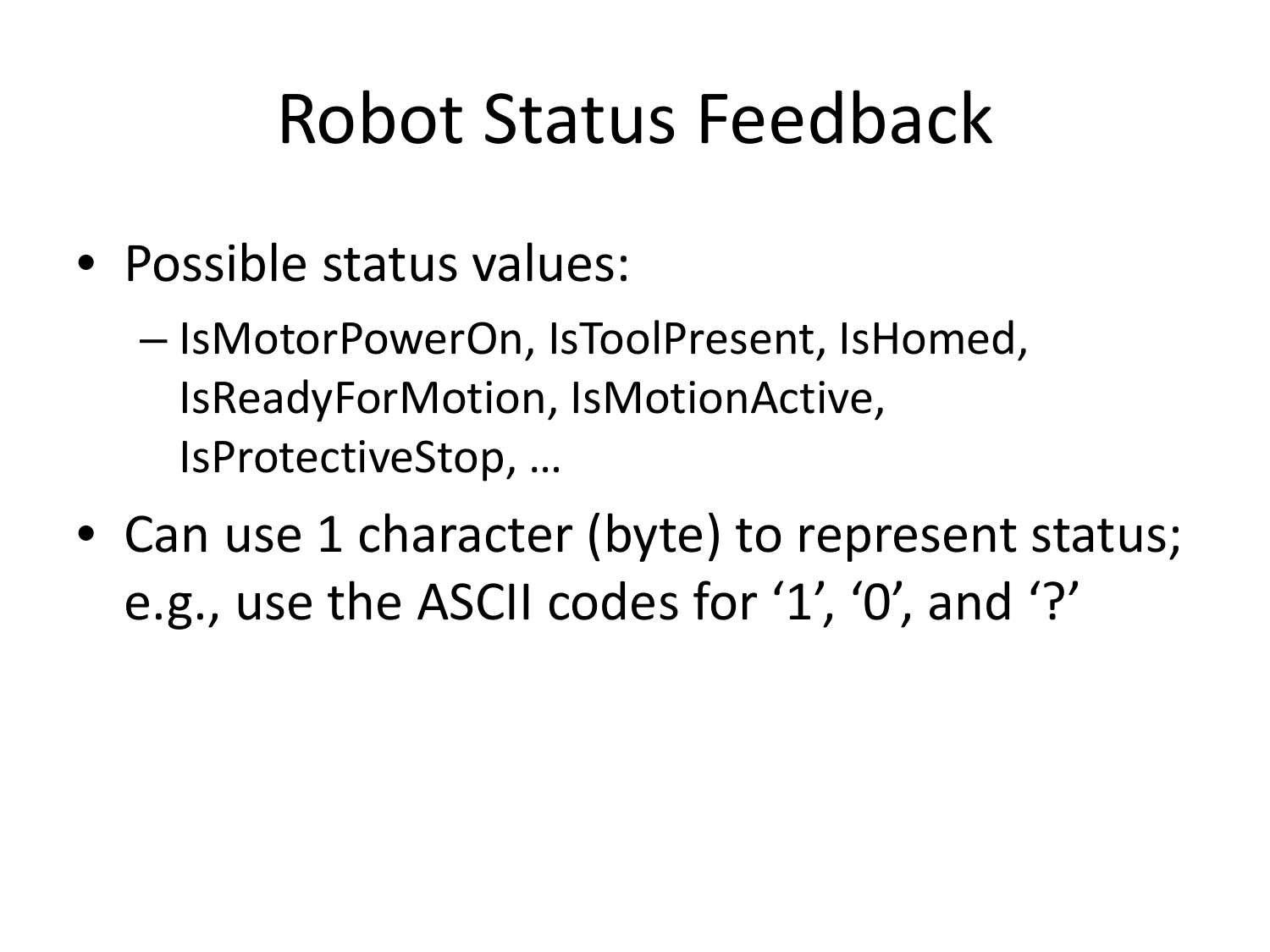# Robot Status Feedback

- Possible status values:
  - IsMotorPowerOn, IsToolPresent, IsHomed, IsReadyForMotion, IsMotionActive, IsProtectiveStop, …
- Can use 1 character (byte) to represent status; e.g., use the ASCII codes for '1', '0', and '?'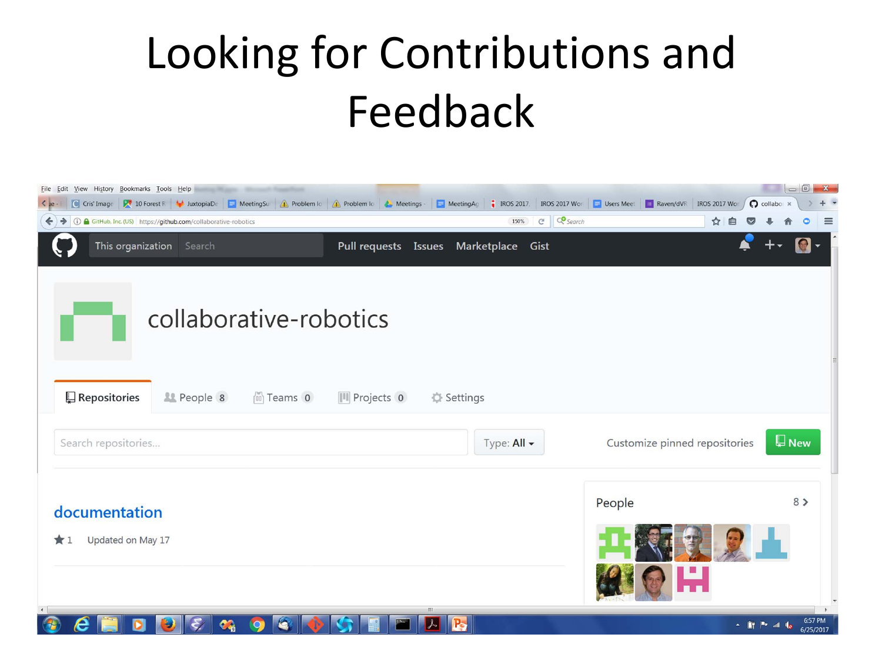# Looking for Contributions and Feedback

collaborative-robotics

Repositories | People 8 | Teams 0 | Projects 0 | Settings

documentation

★ 1 Updated on May 17

People 8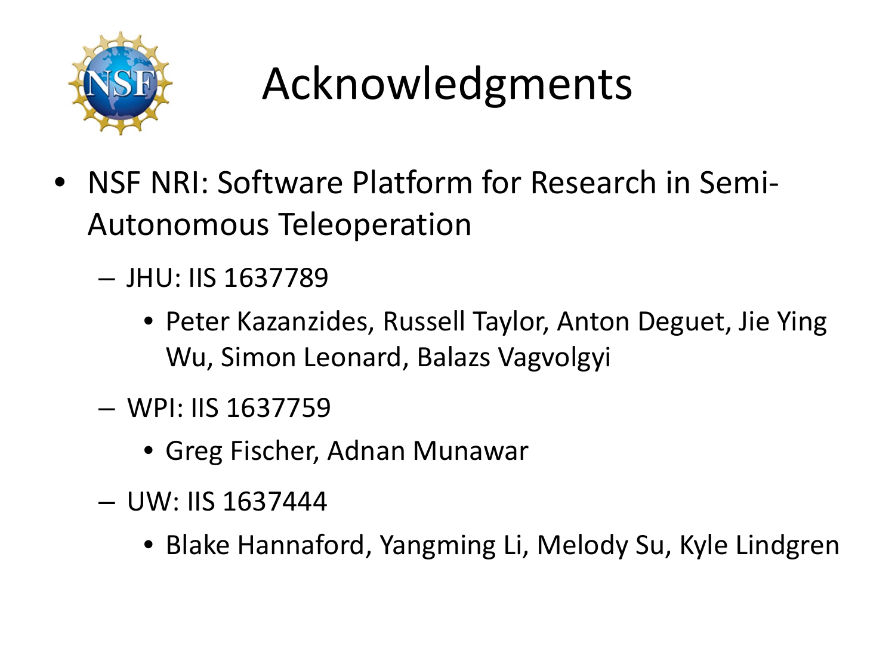# Acknowledgments

- NSF NRI: Software Platform for Research in Semi-Autonomous Teleoperation
  - JHU: IIS 1637789
    - Peter Kazanzides, Russell Taylor, Anton Deguet, Jie Ying Wu, Simon Leonard, Balazs Vagvolgyi
  - WPI: IIS 1637759
    - Greg Fischer, Adnan Munawar
  - UW: IIS 1637444
    - Blake Hannaford, Yangming Li, Melody Su, Kyle Lindgren